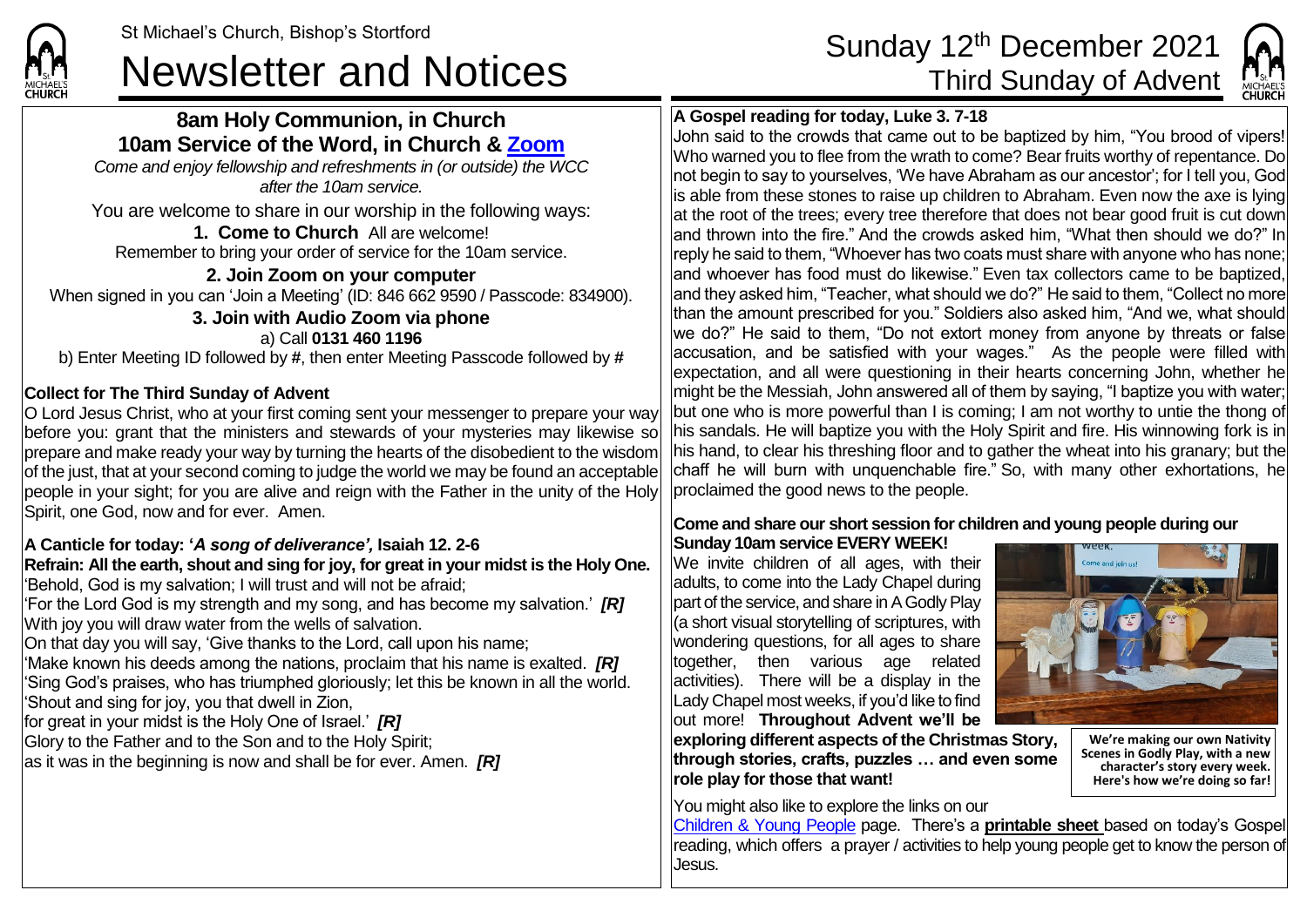St Michael's Church, Bishop's Stortford

# Newsletter and Notices

# Sunday 12th December 2021
## Third Sunday of Advent

## 8am Holy Communion, in Church
## 10am Service of the Word, in Church & Zoom

*Come and enjoy fellowship and refreshments in (or outside) the WCC after the 10am service.*

You are welcome to share in our worship in the following ways:

**1. Come to Church** All are welcome!
Remember to bring your order of service for the 10am service.

**2. Join Zoom on your computer**
When signed in you can 'Join a Meeting' (ID: 846 662 9590 / Passcode: 834900).

**3. Join with Audio Zoom via phone**
a) Call **0131 460 1196**
b) Enter Meeting ID followed by **#**, then enter Meeting Passcode followed by **#**

**Collect for The Third Sunday of Advent**

O Lord Jesus Christ, who at your first coming sent your messenger to prepare your way before you: grant that the ministers and stewards of your mysteries may likewise so prepare and make ready your way by turning the hearts of the disobedient to the wisdom of the just, that at your second coming to judge the world we may be found an acceptable people in your sight; for you are alive and reign with the Father in the unity of the Holy Spirit, one God, now and for ever. Amen.

**A Canticle for today: '*A song of deliverance'*, Isaiah 12. 2-6**

**Refrain: All the earth, shout and sing for joy, for great in your midst is the Holy One.**

'Behold, God is my salvation; I will trust and will not be afraid;
'For the Lord God is my strength and my song, and has become my salvation.' ***[R]***
With joy you will draw water from the wells of salvation.
On that day you will say, 'Give thanks to the Lord, call upon his name;
'Make known his deeds among the nations, proclaim that his name is exalted. ***[R]***
'Sing God's praises, who has triumphed gloriously; let this be known in all the world.
'Shout and sing for joy, you that dwell in Zion,
for great in your midst is the Holy One of Israel.' ***[R]***
Glory to the Father and to the Son and to the Holy Spirit;
as it was in the beginning is now and shall be for ever. Amen. ***[R]***

**A Gospel reading for today, Luke 3. 7-18**

John said to the crowds that came out to be baptized by him, "You brood of vipers! Who warned you to flee from the wrath to come? Bear fruits worthy of repentance. Do not begin to say to yourselves, 'We have Abraham as our ancestor'; for I tell you, God is able from these stones to raise up children to Abraham. Even now the axe is lying at the root of the trees; every tree therefore that does not bear good fruit is cut down and thrown into the fire." And the crowds asked him, "What then should we do?" In reply he said to them, "Whoever has two coats must share with anyone who has none; and whoever has food must do likewise." Even tax collectors came to be baptized, and they asked him, "Teacher, what should we do?" He said to them, "Collect no more than the amount prescribed for you." Soldiers also asked him, "And we, what should we do?" He said to them, "Do not extort money from anyone by threats or false accusation, and be satisfied with your wages." As the people were filled with expectation, and all were questioning in their hearts concerning John, whether he might be the Messiah, John answered all of them by saying, "I baptize you with water; but one who is more powerful than I is coming; I am not worthy to untie the thong of his sandals. He will baptize you with the Holy Spirit and fire. His winnowing fork is in his hand, to clear his threshing floor and to gather the wheat into his granary; but the chaff he will burn with unquenchable fire." So, with many other exhortations, he proclaimed the good news to the people.

**Come and share our short session for children and young people during our Sunday 10am service EVERY WEEK!**

We invite children of all ages, with their adults, to come into the Lady Chapel during part of the service, and share in A Godly Play (a short visual storytelling of scriptures, with wondering questions, for all ages to share together, then various age related activities). There will be a display in the Lady Chapel most weeks, if you'd like to find out more! **Throughout Advent we'll be exploring different aspects of the Christmas Story, through stories, crafts, puzzles … and even some role play for those that want!**

**We're making our own Nativity Scenes in Godly Play, with a new character's story every week. Here's how we're doing so far!**

You might also like to explore the links on our Children & Young People page. There's a **printable sheet** based on today's Gospel reading, which offers a prayer / activities to help young people get to know the person of Jesus.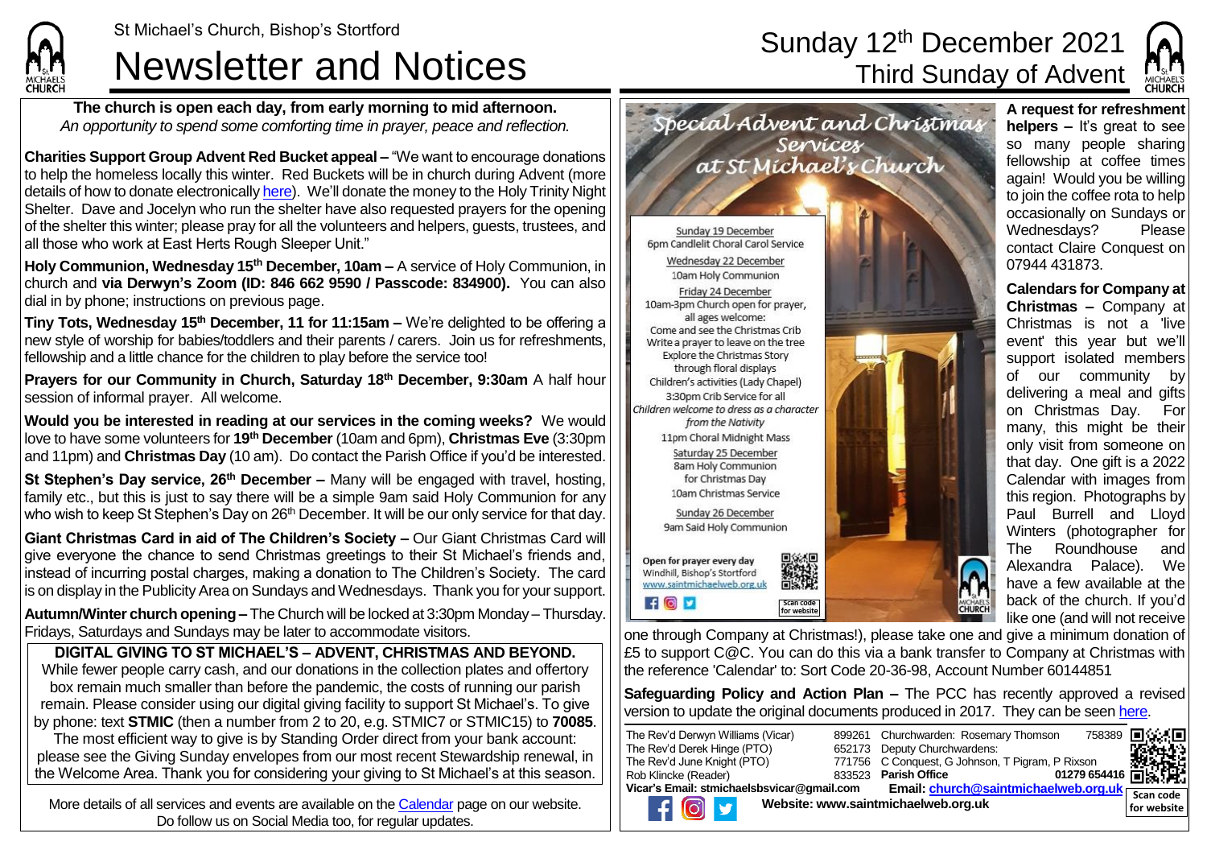St Michael's Church, Bishop's Stortford

# Newsletter and Notices

## Sunday 12th December 2021
## Third Sunday of Advent

**The church is open each day, from early morning to mid afternoon.**
*An opportunity to spend some comforting time in prayer, peace and reflection.*

**Charities Support Group Advent Red Bucket appeal –** "We want to encourage donations to help the homeless locally this winter. Red Buckets will be in church during Advent (more details of how to donate electronically here). We'll donate the money to the Holy Trinity Night Shelter. Dave and Jocelyn who run the shelter have also requested prayers for the opening of the shelter this winter; please pray for all the volunteers and helpers, guests, trustees, and all those who work at East Herts Rough Sleeper Unit."

**Holy Communion, Wednesday 15th December, 10am –** A service of Holy Communion, in church and **via Derwyn's Zoom (ID: 846 662 9590 / Passcode: 834900).** You can also dial in by phone; instructions on previous page.

**Tiny Tots, Wednesday 15th December, 11 for 11:15am –** We're delighted to be offering a new style of worship for babies/toddlers and their parents / carers. Join us for refreshments, fellowship and a little chance for the children to play before the service too!

**Prayers for our Community in Church, Saturday 18th December, 9:30am** A half hour session of informal prayer. All welcome.

**Would you be interested in reading at our services in the coming weeks?** We would love to have some volunteers for **19th December** (10am and 6pm), **Christmas Eve** (3:30pm and 11pm) and **Christmas Day** (10 am). Do contact the Parish Office if you'd be interested.

**St Stephen's Day service, 26th December –** Many will be engaged with travel, hosting, family etc., but this is just to say there will be a simple 9am said Holy Communion for any who wish to keep St Stephen's Day on 26th December. It will be our only service for that day.

**Giant Christmas Card in aid of The Children's Society –** Our Giant Christmas Card will give everyone the chance to send Christmas greetings to their St Michael's friends and, instead of incurring postal charges, making a donation to The Children's Society. The card is on display in the Publicity Area on Sundays and Wednesdays. Thank you for your support.

**Autumn/Winter church opening –** The Church will be locked at 3:30pm Monday – Thursday. Fridays, Saturdays and Sundays may be later to accommodate visitors.

**DIGITAL GIVING TO ST MICHAEL'S – ADVENT, CHRISTMAS AND BEYOND.**
While fewer people carry cash, and our donations in the collection plates and offertory box remain much smaller than before the pandemic, the costs of running our parish remain. Please consider using our digital giving facility to support St Michael's. To give by phone: text **STMIC** (then a number from 2 to 20, e.g. STMIC7 or STMIC15) to **70085**. The most efficient way to give is by Standing Order direct from your bank account: please see the Giving Sunday envelopes from our most recent Stewardship renewal, in the Welcome Area. Thank you for considering your giving to St Michael's at this season.

More details of all services and events are available on the Calendar page on our website. Do follow us on Social Media too, for regular updates.

*Special Advent and Christmas Services at St Michael's Church*

Sunday 19 December
6pm Candlelit Choral Carol Service

Wednesday 22 December
10am Holy Communion

Friday 24 December
10am-3pm Church open for prayer, all ages welcome:
Come and see the Christmas Crib
Write a prayer to leave on the tree
Explore the Christmas Story through floral displays
Children's activities (Lady Chapel)
3:30pm Crib Service for all
*Children welcome to dress as a character from the Nativity*
11pm Choral Midnight Mass

Saturday 25 December
8am Holy Communion for Christmas Day
10am Christmas Service

Sunday 26 December
9am Said Holy Communion

Open for prayer every day
Windhill, Bishop's Stortford
www.saintmichaelweb.org.uk

Scan code for website

**A request for refreshment helpers –** It's great to see so many people sharing fellowship at coffee times again! Would you be willing to join the coffee rota to help occasionally on Sundays or Wednesdays? Please contact Claire Conquest on 07944 431873.

**Calendars for Company at Christmas –** Company at Christmas is not a 'live event' this year but we'll support isolated members of our community by delivering a meal and gifts on Christmas Day. For many, this might be their only visit from someone on that day. One gift is a 2022 Calendar with images from this region. Photographs by Paul Burrell and Lloyd Winters (photographer for The Roundhouse and Alexandra Palace). We have a few available at the back of the church. If you'd like one (and will not receive one through Company at Christmas!), please take one and give a minimum donation of £5 to support C@C. You can do this via a bank transfer to Company at Christmas with the reference 'Calendar' to: Sort Code 20-36-98, Account Number 60144851

**Safeguarding Policy and Action Plan –** The PCC has recently approved a revised version to update the original documents produced in 2017. They can be seen here.

| | | | |
|---|---|---|---|
| The Rev'd Derwyn Williams (Vicar) | 899261 | Churchwarden: Rosemary Thomson | 758389 |
| The Rev'd Derek Hinge (PTO) | 652173 | Deputy Churchwardens: | |
| The Rev'd June Knight (PTO) | 771756 | C Conquest, G Johnson, T Pigram, P Rixson | |
| Rob Klincke (Reader) | 833523 | **Parish Office** | **01279 654416** |

**Vicar's Email: stmichaelsbsvicar@gmail.com** **Email: church@saintmichaelweb.org.uk**

**Website: www.saintmichaelweb.org.uk**

Scan code for website